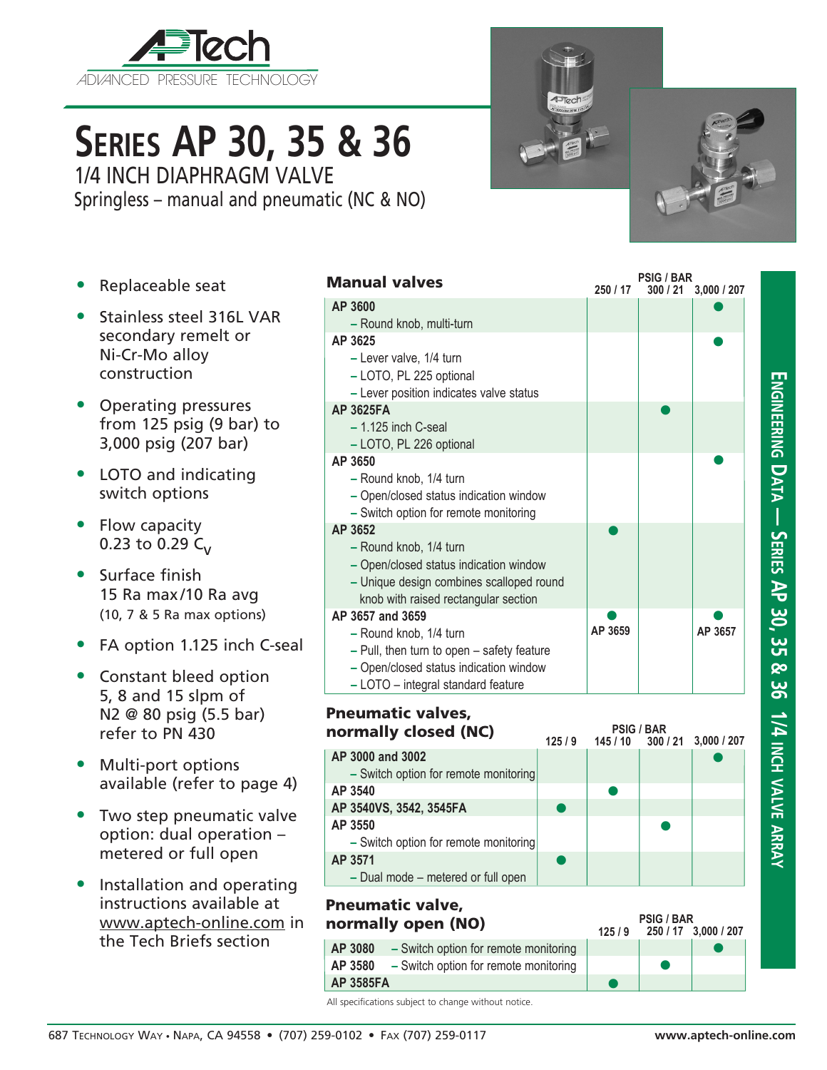# SERIES AP 30, 35 & 36

## 1/4 INCH DIAPHRAGM VALVE

Springless – manual and pneumatic (NC & NO)

- Replaceable seat
- Stainless steel 316L VAR secondary remelt or Ni-Cr-Mo alloy construction
- Operating pressures from 125 psig (9 bar) to 3,000 psig (207 bar)
- LOTO and indicating switch options
- Flow capacity 0.23 to 0.29 $C_V$
- Surface finish 15 Ra max/10 Ra avg (10, 7 & 5 Ra max options)
- FA option 1.125 inch C-seal
- Constant bleed option 5, 8 and 15 slpm of N2 @ 80 psig (5.5 bar) refer to PN 430
- Multi-port options available (refer to page 4)
- Two step pneumatic valve option: dual operation – metered or full open
- Installation and operating instructions available at www.aptech-online.com in the Tech Briefs section

### Manual valves

| Manual valves | PSIG / BAR 250 / 17 | 300 / 21 | 3,000 / 207 |
|---|---|---|---|
| **AP 3600**<br>– Round knob, multi-turn | | | ● |
| **AP 3625**<br>– Lever valve, 1/4 turn<br>– LOTO, PL 225 optional<br>– Lever position indicates valve status | | | ● |
| **AP 3625FA**<br>– 1.125 inch C-seal<br>– LOTO, PL 226 optional | | ● | |
| **AP 3650**<br>– Round knob, 1/4 turn<br>– Open/closed status indication window<br>– Switch option for remote monitoring | | | ● |
| **AP 3652**<br>– Round knob, 1/4 turn<br>– Open/closed status indication window<br>– Unique design combines scalloped round knob with raised rectangular section | ● | | |
| **AP 3657 and 3659**<br>– Round knob, 1/4 turn<br>– Pull, then turn to open – safety feature<br>– Open/closed status indication window<br>– LOTO – integral standard feature | ● AP 3659 | | ● AP 3657 |

### Pneumatic valves, normally closed (NC)

| Pneumatic valves, normally closed (NC) | 125 / 9 | PSIG / BAR 145 / 10 | 300 / 21 | 3,000 / 207 |
|---|---|---|---|---|
| **AP 3000 and 3002**<br>– Switch option for remote monitoring | | | | ● |
| **AP 3540** | | ● | | |
| **AP 3540VS, 3542, 3545FA** | ● | | | |
| **AP 3550**<br>– Switch option for remote monitoring | | | ● | |
| **AP 3571**<br>– Dual mode – metered or full open | ● | | | |

### Pneumatic valve, normally open (NO)

| Pneumatic valve, normally open (NO) | 125 / 9 | PSIG / BAR 250 / 17 | 3,000 / 207 |
|---|---|---|---|
| **AP 3080** – Switch option for remote monitoring | | | ● |
| **AP 3580** – Switch option for remote monitoring | | ● | |
| **AP 3585FA** | ● | | |

All specifications subject to change without notice.

ENGINEERING DATA — SERIES AP 30, 35 & 36 1/4 INCH VALVE ARRAY

687 Technology Way • Napa, CA 94558 • (707) 259-0102 • Fax (707) 259-0117 www.aptech-online.com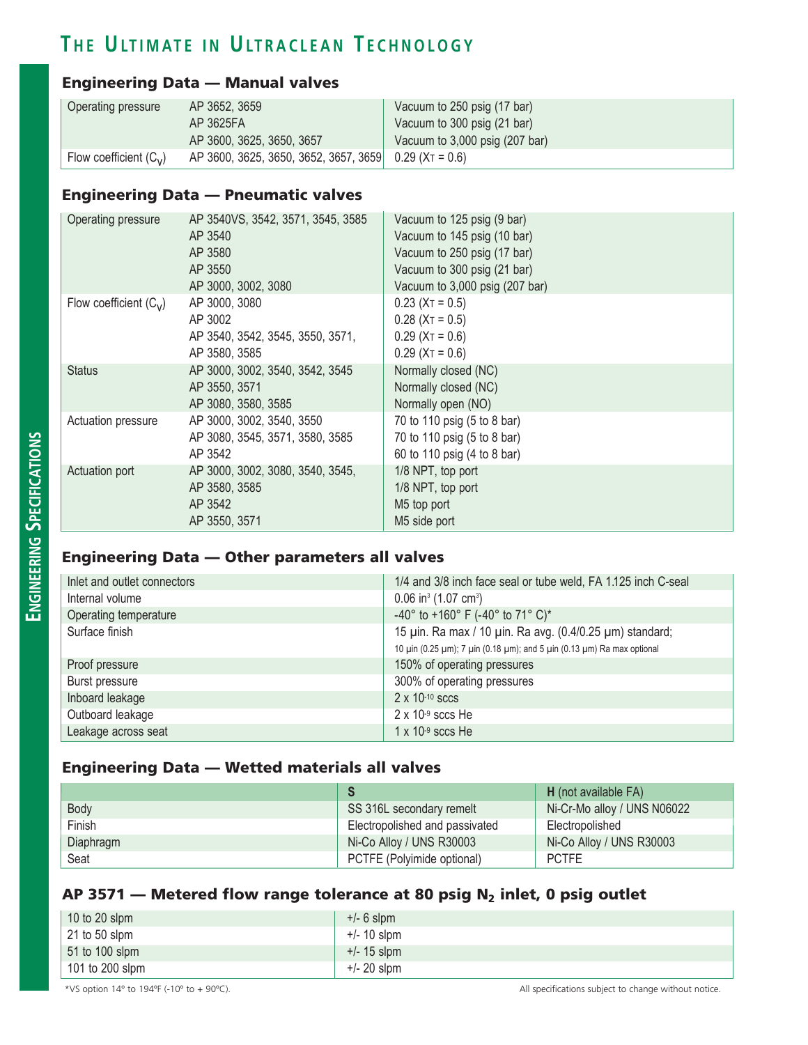# THE ULTIMATE IN ULTRACLEAN TECHNOLOGY

## Engineering Data — Manual valves

| | | |
|---|---|---|
| Operating pressure | AP 3652, 3659 | Vacuum to 250 psig (17 bar) |
| | AP 3625FA | Vacuum to 300 psig (21 bar) |
| | AP 3600, 3625, 3650, 3657 | Vacuum to 3,000 psig (207 bar) |
| Flow coefficient ($C_V$) | AP 3600, 3625, 3650, 3652, 3657, 3659 | 0.29 ($X_T$ = 0.6) |

## Engineering Data — Pneumatic valves

| | | |
|---|---|---|
| Operating pressure | AP 3540VS, 3542, 3571, 3545, 3585 | Vacuum to 125 psig (9 bar) |
| | AP 3540 | Vacuum to 145 psig (10 bar) |
| | AP 3580 | Vacuum to 250 psig (17 bar) |
| | AP 3550 | Vacuum to 300 psig (21 bar) |
| | AP 3000, 3002, 3080 | Vacuum to 3,000 psig (207 bar) |
| Flow coefficient ($C_V$) | AP 3000, 3080 | 0.23 ($X_T$ = 0.5) |
| | AP 3002 | 0.28 ($X_T$ = 0.5) |
| | AP 3540, 3542, 3545, 3550, 3571, | 0.29 ($X_T$ = 0.6) |
| | AP 3580, 3585 | 0.29 ($X_T$ = 0.6) |
| Status | AP 3000, 3002, 3540, 3542, 3545 | Normally closed (NC) |
| | AP 3550, 3571 | Normally closed (NC) |
| | AP 3080, 3580, 3585 | Normally open (NO) |
| Actuation pressure | AP 3000, 3002, 3540, 3550 | 70 to 110 psig (5 to 8 bar) |
| | AP 3080, 3545, 3571, 3580, 3585 | 70 to 110 psig (5 to 8 bar) |
| | AP 3542 | 60 to 110 psig (4 to 8 bar) |
| Actuation port | AP 3000, 3002, 3080, 3540, 3545, | 1/8 NPT, top port |
| | AP 3580, 3585 | 1/8 NPT, top port |
| | AP 3542 | M5 top port |
| | AP 3550, 3571 | M5 side port |

## Engineering Data — Other parameters all valves

| | |
|---|---|
| Inlet and outlet connectors | 1/4 and 3/8 inch face seal or tube weld, FA 1.125 inch C-seal |
| Internal volume | 0.06 $in^3$ (1.07 $cm^3$) |
| Operating temperature | -40° to +160° F (-40° to 71° C)* |
| Surface finish | 15 µin. Ra max / 10 µin. Ra avg. (0.4/0.25 µm) standard; 10 µin (0.25 µm); 7 µin (0.18 µm); and 5 µin (0.13 µm) Ra max optional |
| Proof pressure | 150% of operating pressures |
| Burst pressure | 300% of operating pressures |
| Inboard leakage | $2 \times 10^{-10}$ sccs |
| Outboard leakage | $2 \times 10^{-9}$ sccs He |
| Leakage across seat | $1 \times 10^{-9}$ sccs He |

## Engineering Data — Wetted materials all valves

| | **S** | **H** (not available FA) |
|---|---|---|
| Body | SS 316L secondary remelt | Ni-Cr-Mo alloy / UNS N06022 |
| Finish | Electropolished and passivated | Electropolished |
| Diaphragm | Ni-Co Alloy / UNS R30003 | Ni-Co Alloy / UNS R30003 |
| Seat | PCTFE (Polyimide optional) | PCTFE |

## AP 3571 — Metered flow range tolerance at 80 psig $N_2$ inlet, 0 psig outlet

| | |
|---|---|
| 10 to 20 slpm | +/- 6 slpm |
| 21 to 50 slpm | +/- 10 slpm |
| 51 to 100 slpm | +/- 15 slpm |
| 101 to 200 slpm | +/- 20 slpm |

*VS option 14° to 194°F (-10° to + 90°C).

All specifications subject to change without notice.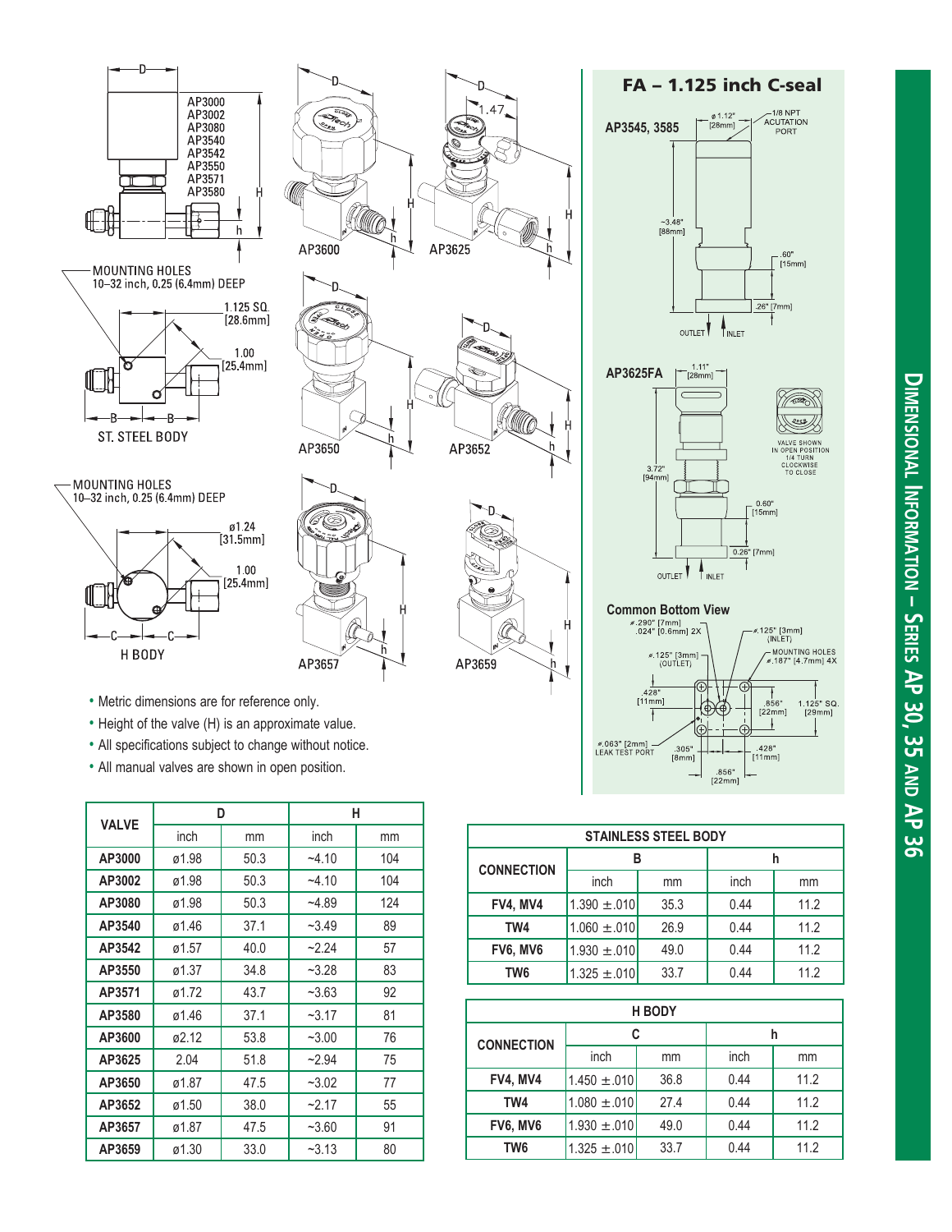## Dimensional Information – Series AP 30, 35 and AP 36

AP3000
AP3002
AP3080
AP3540
AP3542
AP3550
AP3571
AP3580

MOUNTING HOLES
10–32 inch, 0.25 (6.4mm) DEEP

1.125 SQ.
[28.6mm]

1.00
[25.4mm]

ST. STEEL BODY

MOUNTING HOLES
10–32 inch, 0.25 (6.4mm) DEEP

ø1.24
[31.5mm]

1.00
[25.4mm]

H BODY

AP3600

AP3625

AP3650

AP3652

AP3657

AP3659

### FA – 1.125 inch C-seal

AP3545, 3585

ø 1.12" [28mm]

1/8 NPT ACUTATION PORT

~3.48" [88mm]

.60" [15mm]

.26" [7mm]

OUTLET INLET

AP3625FA

1.11" [28mm]

3.72" [94mm]

VALVE SHOWN IN OPEN POSITION 1/4 TURN CLOCKWISE TO CLOSE

0.60" [15mm]

0.26" [7mm]

OUTLET INLET

**Common Bottom View**

ø.290" [7mm]
.024" [0.6mm] 2X

ø.125" [3mm] (INLET)

ø.125" [3mm] (OUTLET)

MOUNTING HOLES ø.187" [4.7mm] 4X

.428" [11mm]

.856" [22mm]

1.125" SQ. [29mm]

ø.063" [2mm] LEAK TEST PORT

.305" [8mm]

.428" [11mm]

.856" [22mm]

- Metric dimensions are for reference only.
- Height of the valve (H) is an approximate value.
- All specifications subject to change without notice.
- All manual valves are shown in open position.

| VALVE | D | | H | |
|---|---|---|---|---|
| | inch | mm | inch | mm |
| AP3000 | ø1.98 | 50.3 | ~4.10 | 104 |
| AP3002 | ø1.98 | 50.3 | ~4.10 | 104 |
| AP3080 | ø1.98 | 50.3 | ~4.89 | 124 |
| AP3540 | ø1.46 | 37.1 | ~3.49 | 89 |
| AP3542 | ø1.57 | 40.0 | ~2.24 | 57 |
| AP3550 | ø1.37 | 34.8 | ~3.28 | 83 |
| AP3571 | ø1.72 | 43.7 | ~3.63 | 92 |
| AP3580 | ø1.46 | 37.1 | ~3.17 | 81 |
| AP3600 | ø2.12 | 53.8 | ~3.00 | 76 |
| AP3625 | 2.04 | 51.8 | ~2.94 | 75 |
| AP3650 | ø1.87 | 47.5 | ~3.02 | 77 |
| AP3652 | ø1.50 | 38.0 | ~2.17 | 55 |
| AP3657 | ø1.87 | 47.5 | ~3.60 | 91 |
| AP3659 | ø1.30 | 33.0 | ~3.13 | 80 |

| STAINLESS STEEL BODY | | | | |
|---|---|---|---|---|
| CONNECTION | B | | h | |
| | inch | mm | inch | mm |
| FV4, MV4 | 1.390 ±.010 | 35.3 | 0.44 | 11.2 |
| TW4 | 1.060 ±.010 | 26.9 | 0.44 | 11.2 |
| FV6, MV6 | 1.930 ±.010 | 49.0 | 0.44 | 11.2 |
| TW6 | 1.325 ±.010 | 33.7 | 0.44 | 11.2 |

| H BODY | | | | |
|---|---|---|---|---|
| CONNECTION | C | | h | |
| | inch | mm | inch | mm |
| FV4, MV4 | 1.450 ±.010 | 36.8 | 0.44 | 11.2 |
| TW4 | 1.080 ±.010 | 27.4 | 0.44 | 11.2 |
| FV6, MV6 | 1.930 ±.010 | 49.0 | 0.44 | 11.2 |
| TW6 | 1.325 ±.010 | 33.7 | 0.44 | 11.2 |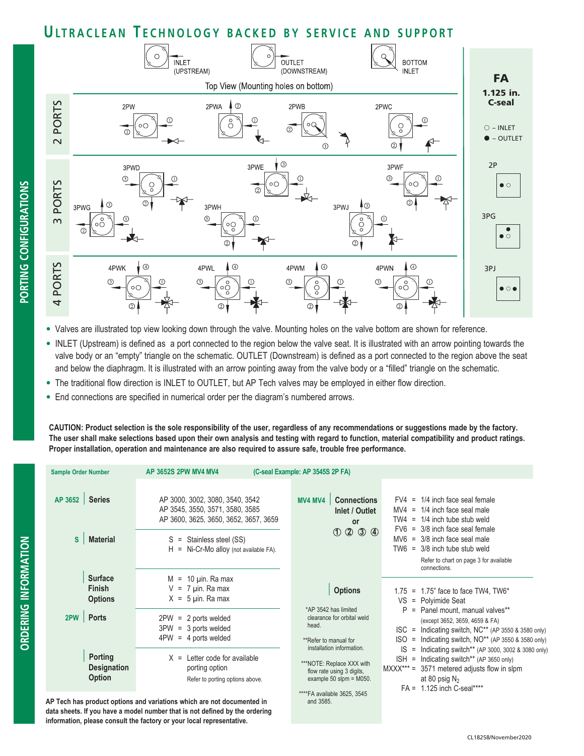# Ultraclean Technology backed by service and support

## PORTING CONFIGURATIONS

INLET (UPSTREAM)

OUTLET (DOWNSTREAM)

BOTTOM INLET

Top View (Mounting holes on bottom)

2 PORTS

2PW  2PWA  2PWB  2PWC

3 PORTS

3PWD  3PWE  3PWF  3PWG  3PWH  3PWJ

4 PORTS

4PWK  4PWL  4PWM  4PWN

**FA**
**1.125 in. C-seal**

○ – INLET
● – OUTLET

2P

3PG

3PJ

- Valves are illustrated top view looking down through the valve. Mounting holes on the valve bottom are shown for reference.
- INLET (Upstream) is defined as a port connected to the region below the valve seat. It is illustrated with an arrow pointing towards the valve body or an "empty" triangle on the schematic. OUTLET (Downstream) is defined as a port connected to the region above the seat and below the diaphragm. It is illustrated with an arrow pointing away from the valve body or a "filled" triangle on the schematic.
- The traditional flow direction is INLET to OUTLET, but AP Tech valves may be employed in either flow direction.
- End connections are specified in numerical order per the diagram's numbered arrows.

**CAUTION: Product selection is the sole responsibility of the user, regardless of any recommendations or suggestions made by the factory. The user shall make selections based upon their own analysis and testing with regard to function, material compatibility and product ratings. Proper installation, operation and maintenance are also required to assure safe, trouble free performance.**

## ORDERING INFORMATION

**Sample Order Number** **AP 3652S 2PW MV4 MV4** **(C-seal Example: AP 3545S 2P FA)**

| Code | Field | Values |
|---|---|---|
| AP 3652 | **Series** | AP 3000, 3002, 3080, 3540, 3542<br>AP 3545, 3550, 3571, 3580, 3585<br>AP 3600, 3625, 3650, 3652, 3657, 3659 |
| S | **Material** | S = Stainless steel (SS)<br>H = Ni-Cr-Mo alloy (not available FA). |
| | **Surface Finish Options** | M = 10 µin. Ra max<br>V = 7 µin. Ra max<br>X = 5 µin. Ra max |
| 2PW | **Ports** | 2PW = 2 ports welded<br>3PW = 3 ports welded<br>4PW = 4 ports welded |
| | **Porting Designation Option** | X = Letter code for available porting option<br>Refer to porting options above. |

| Code | Field | Values |
|---|---|---|
| MV4 MV4 | **Connections Inlet / Outlet or ① ② ③ ④** | FV4 = 1/4 inch face seal female<br>MV4 = 1/4 inch face seal male<br>TW4 = 1/4 inch tube stub weld<br>FV6 = 3/8 inch face seal female<br>MV6 = 3/8 inch face seal male<br>TW6 = 3/8 inch tube stub weld<br>Refer to chart on page 3 for available connections. |
| | **Options** | 1.75 = 1.75" face to face TW4, TW6*<br>VS = Polyimide Seat<br>P = Panel mount, manual valves** (except 3652, 3659, 4659 & FA)<br>ISC = Indicating switch, NC** (AP 3550 & 3580 only)<br>ISO = Indicating switch, NO** (AP 3550 & 3580 only)<br>IS = Indicating switch** (AP 3000, 3002 & 3080 only)<br>ISH = Indicating switch** (AP 3650 only)<br>MXXX*** = 3571 metered adjusts flow in slpm at 80 psig $N_2$<br>FA = 1.125 inch C-seal**** |

*AP 3542 has limited clearance for orbital weld head.

**Refer to manual for installation information.

***NOTE: Replace XXX with flow rate using 3 digits, example 50 slpm = M050.

****FA available 3625, 3545 and 3585.

**AP Tech has product options and variations which are not documented in data sheets. If you have a model number that is not defined by the ordering information, please consult the factory or your local representative.**

CL18258/November2020